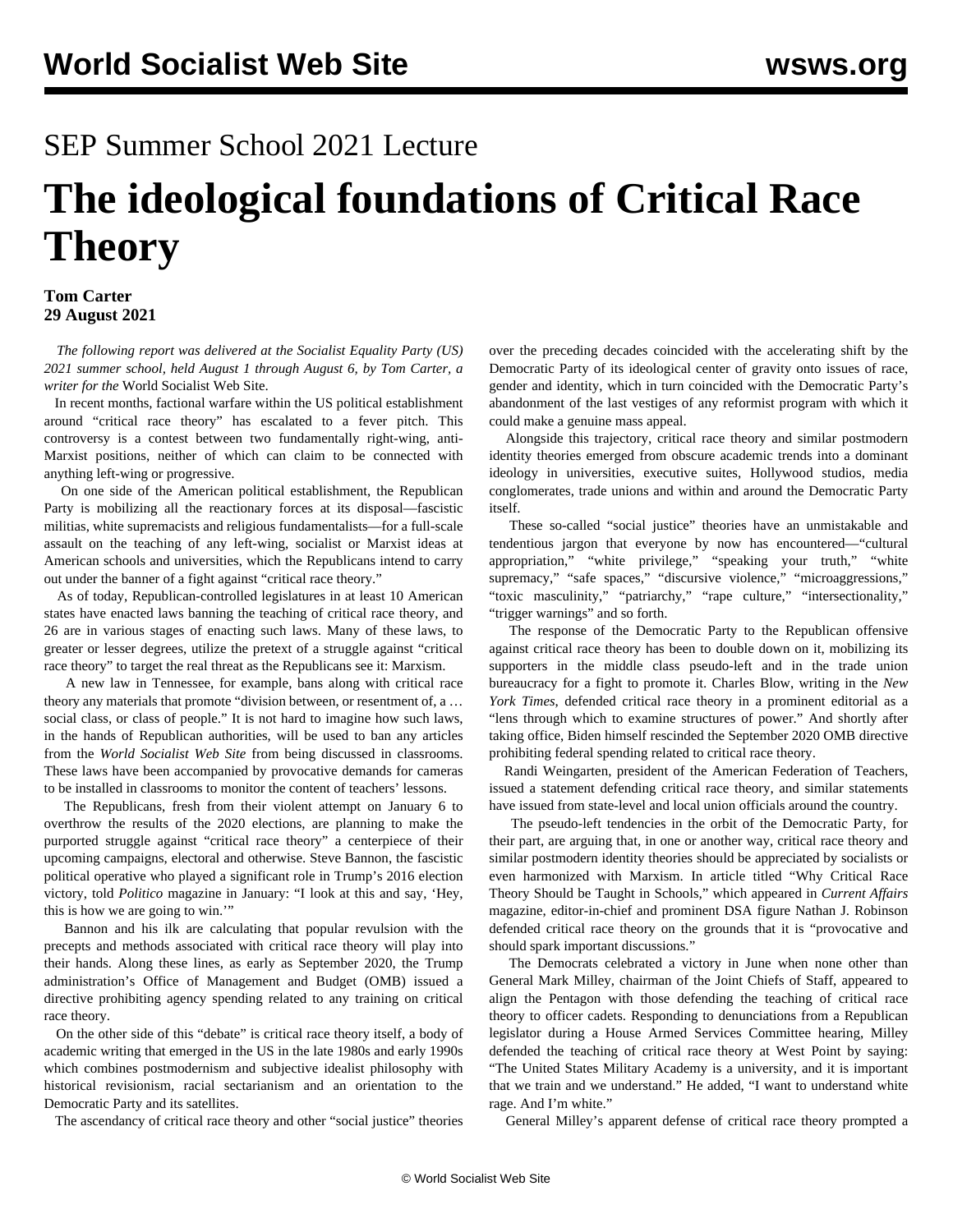SEP Summer School 2021 Lecture

# The ideological foundations of Critical Race Theory

**Tom Carter**
**29 August 2021**

*The following report was delivered at the Socialist Equality Party (US) 2021 summer school, held August 1 through August 6, by Tom Carter, a writer for the* World Socialist Web Site.

In recent months, factional warfare within the US political establishment around "critical race theory" has escalated to a fever pitch. This controversy is a contest between two fundamentally right-wing, anti-Marxist positions, neither of which can claim to be connected with anything left-wing or progressive.

On one side of the American political establishment, the Republican Party is mobilizing all the reactionary forces at its disposal—fascistic militias, white supremacists and religious fundamentalists—for a full-scale assault on the teaching of any left-wing, socialist or Marxist ideas at American schools and universities, which the Republicans intend to carry out under the banner of a fight against "critical race theory."

As of today, Republican-controlled legislatures in at least 10 American states have enacted laws banning the teaching of critical race theory, and 26 are in various stages of enacting such laws. Many of these laws, to greater or lesser degrees, utilize the pretext of a struggle against "critical race theory" to target the real threat as the Republicans see it: Marxism.

A new law in Tennessee, for example, bans along with critical race theory any materials that promote "division between, or resentment of, a … social class, or class of people." It is not hard to imagine how such laws, in the hands of Republican authorities, will be used to ban any articles from the *World Socialist Web Site* from being discussed in classrooms. These laws have been accompanied by provocative demands for cameras to be installed in classrooms to monitor the content of teachers' lessons.

The Republicans, fresh from their violent attempt on January 6 to overthrow the results of the 2020 elections, are planning to make the purported struggle against "critical race theory" a centerpiece of their upcoming campaigns, electoral and otherwise. Steve Bannon, the fascistic political operative who played a significant role in Trump's 2016 election victory, told *Politico* magazine in January: "I look at this and say, 'Hey, this is how we are going to win.'"

Bannon and his ilk are calculating that popular revulsion with the precepts and methods associated with critical race theory will play into their hands. Along these lines, as early as September 2020, the Trump administration's Office of Management and Budget (OMB) issued a directive prohibiting agency spending related to any training on critical race theory.

On the other side of this "debate" is critical race theory itself, a body of academic writing that emerged in the US in the late 1980s and early 1990s which combines postmodernism and subjective idealist philosophy with historical revisionism, racial sectarianism and an orientation to the Democratic Party and its satellites.

The ascendancy of critical race theory and other "social justice" theories over the preceding decades coincided with the accelerating shift by the Democratic Party of its ideological center of gravity onto issues of race, gender and identity, which in turn coincided with the Democratic Party's abandonment of the last vestiges of any reformist program with which it could make a genuine mass appeal.

Alongside this trajectory, critical race theory and similar postmodern identity theories emerged from obscure academic trends into a dominant ideology in universities, executive suites, Hollywood studios, media conglomerates, trade unions and within and around the Democratic Party itself.

These so-called "social justice" theories have an unmistakable and tendentious jargon that everyone by now has encountered—"cultural appropriation," "white privilege," "speaking your truth," "white supremacy," "safe spaces," "discursive violence," "microaggressions," "toxic masculinity," "patriarchy," "rape culture," "intersectionality," "trigger warnings" and so forth.

The response of the Democratic Party to the Republican offensive against critical race theory has been to double down on it, mobilizing its supporters in the middle class pseudo-left and in the trade union bureaucracy for a fight to promote it. Charles Blow, writing in the *New York Times*, defended critical race theory in a prominent editorial as a "lens through which to examine structures of power." And shortly after taking office, Biden himself rescinded the September 2020 OMB directive prohibiting federal spending related to critical race theory.

Randi Weingarten, president of the American Federation of Teachers, issued a statement defending critical race theory, and similar statements have issued from state-level and local union officials around the country.

The pseudo-left tendencies in the orbit of the Democratic Party, for their part, are arguing that, in one or another way, critical race theory and similar postmodern identity theories should be appreciated by socialists or even harmonized with Marxism. In article titled "Why Critical Race Theory Should be Taught in Schools," which appeared in *Current Affairs* magazine, editor-in-chief and prominent DSA figure Nathan J. Robinson defended critical race theory on the grounds that it is "provocative and should spark important discussions."

The Democrats celebrated a victory in June when none other than General Mark Milley, chairman of the Joint Chiefs of Staff, appeared to align the Pentagon with those defending the teaching of critical race theory to officer cadets. Responding to denunciations from a Republican legislator during a House Armed Services Committee hearing, Milley defended the teaching of critical race theory at West Point by saying: "The United States Military Academy is a university, and it is important that we train and we understand." He added, "I want to understand white rage. And I'm white."

General Milley's apparent defense of critical race theory prompted a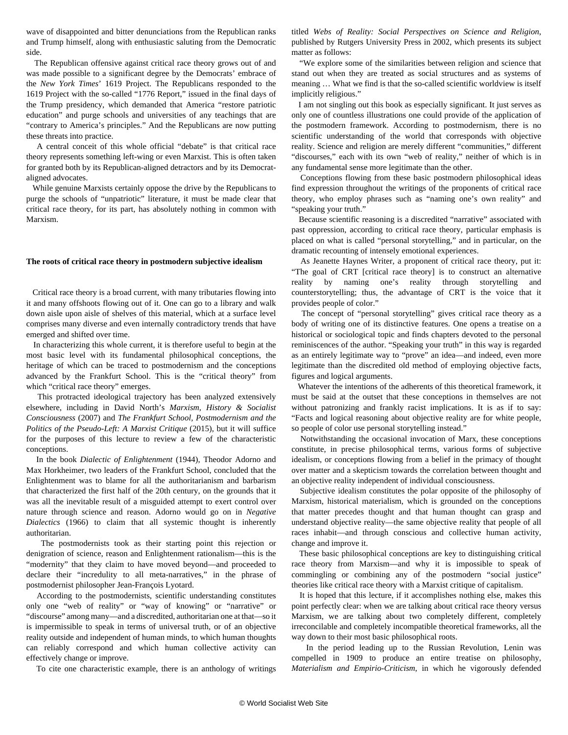wave of disappointed and bitter denunciations from the Republican ranks and Trump himself, along with enthusiastic saluting from the Democratic side.

The Republican offensive against critical race theory grows out of and was made possible to a significant degree by the Democrats' embrace of the *New York Times*' 1619 Project. The Republicans responded to the 1619 Project with the so-called "1776 Report," issued in the final days of the Trump presidency, which demanded that America "restore patriotic education" and purge schools and universities of any teachings that are "contrary to America's principles." And the Republicans are now putting these threats into practice.

A central conceit of this whole official "debate" is that critical race theory represents something left-wing or even Marxist. This is often taken for granted both by its Republican-aligned detractors and by its Democrat-aligned advocates.

While genuine Marxists certainly oppose the drive by the Republicans to purge the schools of "unpatriotic" literature, it must be made clear that critical race theory, for its part, has absolutely nothing in common with Marxism.

**The roots of critical race theory in postmodern subjective idealism**

Critical race theory is a broad current, with many tributaries flowing into it and many offshoots flowing out of it. One can go to a library and walk down aisle upon aisle of shelves of this material, which at a surface level comprises many diverse and even internally contradictory trends that have emerged and shifted over time.

In characterizing this whole current, it is therefore useful to begin at the most basic level with its fundamental philosophical conceptions, the heritage of which can be traced to postmodernism and the conceptions advanced by the Frankfurt School. This is the "critical theory" from which "critical race theory" emerges.

This protracted ideological trajectory has been analyzed extensively elsewhere, including in David North's *Marxism, History & Socialist Consciousness* (2007) and *The Frankfurt School, Postmodernism and the Politics of the Pseudo-Left: A Marxist Critique* (2015), but it will suffice for the purposes of this lecture to review a few of the characteristic conceptions.

In the book *Dialectic of Enlightenment* (1944), Theodor Adorno and Max Horkheimer, two leaders of the Frankfurt School, concluded that the Enlightenment was to blame for all the authoritarianism and barbarism that characterized the first half of the 20th century, on the grounds that it was all the inevitable result of a misguided attempt to exert control over nature through science and reason. Adorno would go on in *Negative Dialectics* (1966) to claim that all systemic thought is inherently authoritarian.

The postmodernists took as their starting point this rejection or denigration of science, reason and Enlightenment rationalism—this is the "modernity" that they claim to have moved beyond—and proceeded to declare their "incredulity to all meta-narratives," in the phrase of postmodernist philosopher Jean-François Lyotard.

According to the postmodernists, scientific understanding constitutes only one "web of reality" or "way of knowing" or "narrative" or "discourse" among many—and a discredited, authoritarian one at that—so it is impermissible to speak in terms of universal truth, or of an objective reality outside and independent of human minds, to which human thoughts can reliably correspond and which human collective activity can effectively change or improve.

To cite one characteristic example, there is an anthology of writings titled *Webs of Reality: Social Perspectives on Science and Religion*, published by Rutgers University Press in 2002, which presents its subject matter as follows:

"We explore some of the similarities between religion and science that stand out when they are treated as social structures and as systems of meaning … What we find is that the so-called scientific worldview is itself implicitly religious."

I am not singling out this book as especially significant. It just serves as only one of countless illustrations one could provide of the application of the postmodern framework. According to postmodernism, there is no scientific understanding of the world that corresponds with objective reality. Science and religion are merely different "communities," different "discourses," each with its own "web of reality," neither of which is in any fundamental sense more legitimate than the other.

Conceptions flowing from these basic postmodern philosophical ideas find expression throughout the writings of the proponents of critical race theory, who employ phrases such as "naming one's own reality" and "speaking your truth."

Because scientific reasoning is a discredited "narrative" associated with past oppression, according to critical race theory, particular emphasis is placed on what is called "personal storytelling," and in particular, on the dramatic recounting of intensely emotional experiences.

As Jeanette Haynes Writer, a proponent of critical race theory, put it: "The goal of CRT [critical race theory] is to construct an alternative reality by naming one's reality through storytelling and counterstorytelling; thus, the advantage of CRT is the voice that it provides people of color."

The concept of "personal storytelling" gives critical race theory as a body of writing one of its distinctive features. One opens a treatise on a historical or sociological topic and finds chapters devoted to the personal reminiscences of the author. "Speaking your truth" in this way is regarded as an entirely legitimate way to "prove" an idea—and indeed, even more legitimate than the discredited old method of employing objective facts, figures and logical arguments.

Whatever the intentions of the adherents of this theoretical framework, it must be said at the outset that these conceptions in themselves are not without patronizing and frankly racist implications. It is as if to say: "Facts and logical reasoning about objective reality are for white people, so people of color use personal storytelling instead."

Notwithstanding the occasional invocation of Marx, these conceptions constitute, in precise philosophical terms, various forms of subjective idealism, or conceptions flowing from a belief in the primacy of thought over matter and a skepticism towards the correlation between thought and an objective reality independent of individual consciousness.

Subjective idealism constitutes the polar opposite of the philosophy of Marxism, historical materialism, which is grounded on the conceptions that matter precedes thought and that human thought can grasp and understand objective reality—the same objective reality that people of all races inhabit—and through conscious and collective human activity, change and improve it.

These basic philosophical conceptions are key to distinguishing critical race theory from Marxism—and why it is impossible to speak of commingling or combining any of the postmodern "social justice" theories like critical race theory with a Marxist critique of capitalism.

It is hoped that this lecture, if it accomplishes nothing else, makes this point perfectly clear: when we are talking about critical race theory versus Marxism, we are talking about two completely different, completely irreconcilable and completely incompatible theoretical frameworks, all the way down to their most basic philosophical roots.

In the period leading up to the Russian Revolution, Lenin was compelled in 1909 to produce an entire treatise on philosophy, *Materialism and Empirio-Criticism*, in which he vigorously defended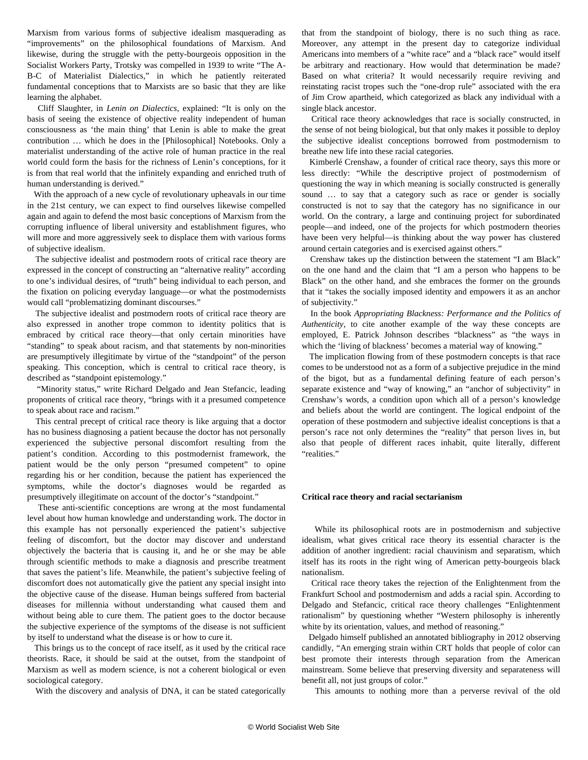Marxism from various forms of subjective idealism masquerading as "improvements" on the philosophical foundations of Marxism. And likewise, during the struggle with the petty-bourgeois opposition in the Socialist Workers Party, Trotsky was compelled in 1939 to write "The A-B-C of Materialist Dialectics," in which he patiently reiterated fundamental conceptions that to Marxists are so basic that they are like learning the alphabet.

Cliff Slaughter, in *Lenin on Dialectics*, explained: "It is only on the basis of seeing the existence of objective reality independent of human consciousness as 'the main thing' that Lenin is able to make the great contribution … which he does in the [Philosophical] Notebooks. Only a materialist understanding of the active role of human practice in the real world could form the basis for the richness of Lenin's conceptions, for it is from that real world that the infinitely expanding and enriched truth of human understanding is derived."

With the approach of a new cycle of revolutionary upheavals in our time in the 21st century, we can expect to find ourselves likewise compelled again and again to defend the most basic conceptions of Marxism from the corrupting influence of liberal university and establishment figures, who will more and more aggressively seek to displace them with various forms of subjective idealism.

The subjective idealist and postmodern roots of critical race theory are expressed in the concept of constructing an "alternative reality" according to one's individual desires, of "truth" being individual to each person, and the fixation on policing everyday language—or what the postmodernists would call "problematizing dominant discourses."

The subjective idealist and postmodern roots of critical race theory are also expressed in another trope common to identity politics that is embraced by critical race theory—that only certain minorities have "standing" to speak about racism, and that statements by non-minorities are presumptively illegitimate by virtue of the "standpoint" of the person speaking. This conception, which is central to critical race theory, is described as "standpoint epistemology."

"Minority status," write Richard Delgado and Jean Stefancic, leading proponents of critical race theory, "brings with it a presumed competence to speak about race and racism."

This central precept of critical race theory is like arguing that a doctor has no business diagnosing a patient because the doctor has not personally experienced the subjective personal discomfort resulting from the patient's condition. According to this postmodernist framework, the patient would be the only person "presumed competent" to opine regarding his or her condition, because the patient has experienced the symptoms, while the doctor's diagnoses would be regarded as presumptively illegitimate on account of the doctor's "standpoint."

These anti-scientific conceptions are wrong at the most fundamental level about how human knowledge and understanding work. The doctor in this example has not personally experienced the patient's subjective feeling of discomfort, but the doctor may discover and understand objectively the bacteria that is causing it, and he or she may be able through scientific methods to make a diagnosis and prescribe treatment that saves the patient's life. Meanwhile, the patient's subjective feeling of discomfort does not automatically give the patient any special insight into the objective cause of the disease. Human beings suffered from bacterial diseases for millennia without understanding what caused them and without being able to cure them. The patient goes to the doctor because the subjective experience of the symptoms of the disease is not sufficient by itself to understand what the disease is or how to cure it.

This brings us to the concept of race itself, as it used by the critical race theorists. Race, it should be said at the outset, from the standpoint of Marxism as well as modern science, is not a coherent biological or even sociological category.

With the discovery and analysis of DNA, it can be stated categorically that from the standpoint of biology, there is no such thing as race. Moreover, any attempt in the present day to categorize individual Americans into members of a "white race" and a "black race" would itself be arbitrary and reactionary. How would that determination be made? Based on what criteria? It would necessarily require reviving and reinstating racist tropes such the "one-drop rule" associated with the era of Jim Crow apartheid, which categorized as black any individual with a single black ancestor.

Critical race theory acknowledges that race is socially constructed, in the sense of not being biological, but that only makes it possible to deploy the subjective idealist conceptions borrowed from postmodernism to breathe new life into these racial categories.

Kimberlé Crenshaw, a founder of critical race theory, says this more or less directly: "While the descriptive project of postmodernism of questioning the way in which meaning is socially constructed is generally sound … to say that a category such as race or gender is socially constructed is not to say that the category has no significance in our world. On the contrary, a large and continuing project for subordinated people—and indeed, one of the projects for which postmodern theories have been very helpful—is thinking about the way power has clustered around certain categories and is exercised against others."

Crenshaw takes up the distinction between the statement "I am Black" on the one hand and the claim that "I am a person who happens to be Black" on the other hand, and she embraces the former on the grounds that it "takes the socially imposed identity and empowers it as an anchor of subjectivity."

In the book *Appropriating Blackness: Performance and the Politics of Authenticity*, to cite another example of the way these concepts are employed, E. Patrick Johnson describes "blackness" as "the ways in which the 'living of blackness' becomes a material way of knowing."

The implication flowing from of these postmodern concepts is that race comes to be understood not as a form of a subjective prejudice in the mind of the bigot, but as a fundamental defining feature of each person's separate existence and "way of knowing," an "anchor of subjectivity" in Crenshaw's words, a condition upon which all of a person's knowledge and beliefs about the world are contingent. The logical endpoint of the operation of these postmodern and subjective idealist conceptions is that a person's race not only determines the "reality" that person lives in, but also that people of different races inhabit, quite literally, different "realities."

**Critical race theory and racial sectarianism**

While its philosophical roots are in postmodernism and subjective idealism, what gives critical race theory its essential character is the addition of another ingredient: racial chauvinism and separatism, which itself has its roots in the right wing of American petty-bourgeois black nationalism.

Critical race theory takes the rejection of the Enlightenment from the Frankfurt School and postmodernism and adds a racial spin. According to Delgado and Stefancic, critical race theory challenges "Enlightenment rationalism" by questioning whether "Western philosophy is inherently white by its orientation, values, and method of reasoning."

Delgado himself published an annotated bibliography in 2012 observing candidly, "An emerging strain within CRT holds that people of color can best promote their interests through separation from the American mainstream. Some believe that preserving diversity and separateness will benefit all, not just groups of color."

This amounts to nothing more than a perverse revival of the old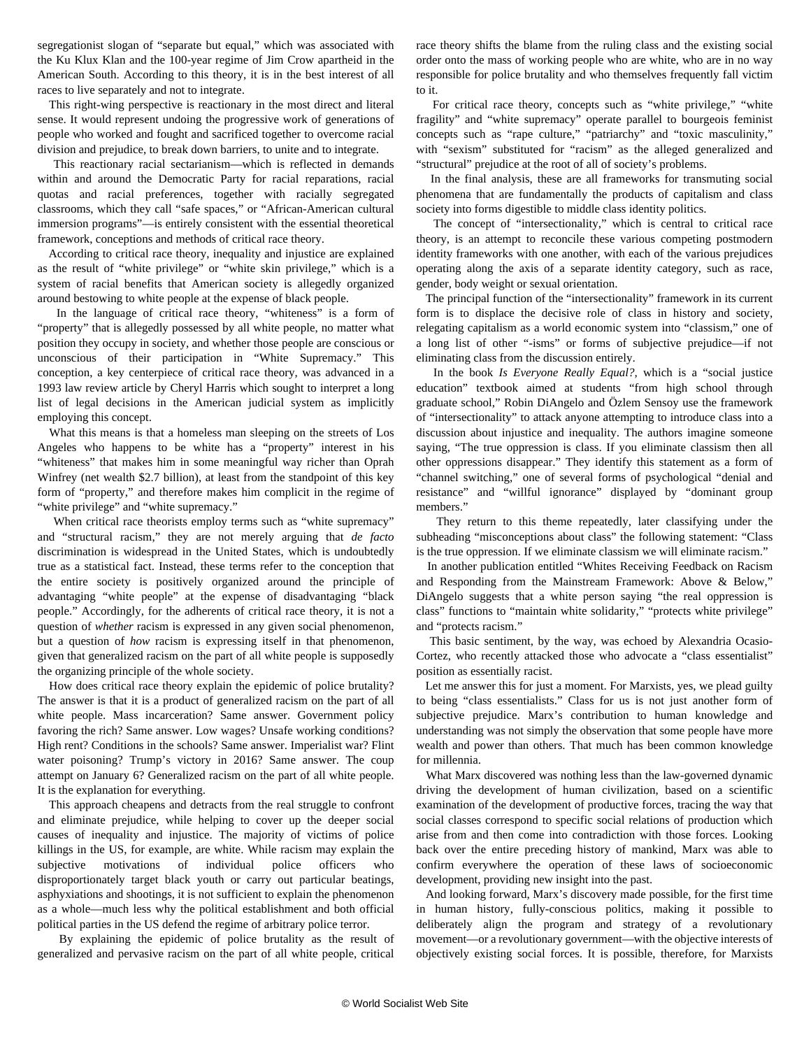segregationist slogan of "separate but equal," which was associated with the Ku Klux Klan and the 100-year regime of Jim Crow apartheid in the American South. According to this theory, it is in the best interest of all races to live separately and not to integrate.

This right-wing perspective is reactionary in the most direct and literal sense. It would represent undoing the progressive work of generations of people who worked and fought and sacrificed together to overcome racial division and prejudice, to break down barriers, to unite and to integrate.

This reactionary racial sectarianism—which is reflected in demands within and around the Democratic Party for racial reparations, racial quotas and racial preferences, together with racially segregated classrooms, which they call "safe spaces," or "African-American cultural immersion programs"—is entirely consistent with the essential theoretical framework, conceptions and methods of critical race theory.

According to critical race theory, inequality and injustice are explained as the result of "white privilege" or "white skin privilege," which is a system of racial benefits that American society is allegedly organized around bestowing to white people at the expense of black people.

In the language of critical race theory, "whiteness" is a form of "property" that is allegedly possessed by all white people, no matter what position they occupy in society, and whether those people are conscious or unconscious of their participation in "White Supremacy." This conception, a key centerpiece of critical race theory, was advanced in a 1993 law review article by Cheryl Harris which sought to interpret a long list of legal decisions in the American judicial system as implicitly employing this concept.

What this means is that a homeless man sleeping on the streets of Los Angeles who happens to be white has a "property" interest in his "whiteness" that makes him in some meaningful way richer than Oprah Winfrey (net wealth $2.7 billion), at least from the standpoint of this key form of "property," and therefore makes him complicit in the regime of "white privilege" and "white supremacy."

When critical race theorists employ terms such as "white supremacy" and "structural racism," they are not merely arguing that *de facto* discrimination is widespread in the United States, which is undoubtedly true as a statistical fact. Instead, these terms refer to the conception that the entire society is positively organized around the principle of advantaging "white people" at the expense of disadvantaging "black people." Accordingly, for the adherents of critical race theory, it is not a question of *whether* racism is expressed in any given social phenomenon, but a question of *how* racism is expressing itself in that phenomenon, given that generalized racism on the part of all white people is supposedly the organizing principle of the whole society.

How does critical race theory explain the epidemic of police brutality? The answer is that it is a product of generalized racism on the part of all white people. Mass incarceration? Same answer. Government policy favoring the rich? Same answer. Low wages? Unsafe working conditions? High rent? Conditions in the schools? Same answer. Imperialist war? Flint water poisoning? Trump's victory in 2016? Same answer. The coup attempt on January 6? Generalized racism on the part of all white people. It is the explanation for everything.

This approach cheapens and detracts from the real struggle to confront and eliminate prejudice, while helping to cover up the deeper social causes of inequality and injustice. The majority of victims of police killings in the US, for example, are white. While racism may explain the subjective motivations of individual police officers who disproportionately target black youth or carry out particular beatings, asphyxiations and shootings, it is not sufficient to explain the phenomenon as a whole—much less why the political establishment and both official political parties in the US defend the regime of arbitrary police terror.

By explaining the epidemic of police brutality as the result of generalized and pervasive racism on the part of all white people, critical race theory shifts the blame from the ruling class and the existing social order onto the mass of working people who are white, who are in no way responsible for police brutality and who themselves frequently fall victim to it.

For critical race theory, concepts such as "white privilege," "white fragility" and "white supremacy" operate parallel to bourgeois feminist concepts such as "rape culture," "patriarchy" and "toxic masculinity," with "sexism" substituted for "racism" as the alleged generalized and "structural" prejudice at the root of all of society's problems.

In the final analysis, these are all frameworks for transmuting social phenomena that are fundamentally the products of capitalism and class society into forms digestible to middle class identity politics.

The concept of "intersectionality," which is central to critical race theory, is an attempt to reconcile these various competing postmodern identity frameworks with one another, with each of the various prejudices operating along the axis of a separate identity category, such as race, gender, body weight or sexual orientation.

The principal function of the "intersectionality" framework in its current form is to displace the decisive role of class in history and society, relegating capitalism as a world economic system into "classism," one of a long list of other "-isms" or forms of subjective prejudice—if not eliminating class from the discussion entirely.

In the book *Is Everyone Really Equal?*, which is a "social justice education" textbook aimed at students "from high school through graduate school," Robin DiAngelo and Özlem Sensoy use the framework of "intersectionality" to attack anyone attempting to introduce class into a discussion about injustice and inequality. The authors imagine someone saying, "The true oppression is class. If you eliminate classism then all other oppressions disappear." They identify this statement as a form of "channel switching," one of several forms of psychological "denial and resistance" and "willful ignorance" displayed by "dominant group members."

They return to this theme repeatedly, later classifying under the subheading "misconceptions about class" the following statement: "Class is the true oppression. If we eliminate classism we will eliminate racism."

In another publication entitled "Whites Receiving Feedback on Racism and Responding from the Mainstream Framework: Above & Below," DiAngelo suggests that a white person saying "the real oppression is class" functions to "maintain white solidarity," "protects white privilege" and "protects racism."

This basic sentiment, by the way, was echoed by Alexandria Ocasio-Cortez, who recently attacked those who advocate a "class essentialist" position as essentially racist.

Let me answer this for just a moment. For Marxists, yes, we plead guilty to being "class essentialists." Class for us is not just another form of subjective prejudice. Marx's contribution to human knowledge and understanding was not simply the observation that some people have more wealth and power than others. That much has been common knowledge for millennia.

What Marx discovered was nothing less than the law-governed dynamic driving the development of human civilization, based on a scientific examination of the development of productive forces, tracing the way that social classes correspond to specific social relations of production which arise from and then come into contradiction with those forces. Looking back over the entire preceding history of mankind, Marx was able to confirm everywhere the operation of these laws of socioeconomic development, providing new insight into the past.

And looking forward, Marx's discovery made possible, for the first time in human history, fully-conscious politics, making it possible to deliberately align the program and strategy of a revolutionary movement—or a revolutionary government—with the objective interests of objectively existing social forces. It is possible, therefore, for Marxists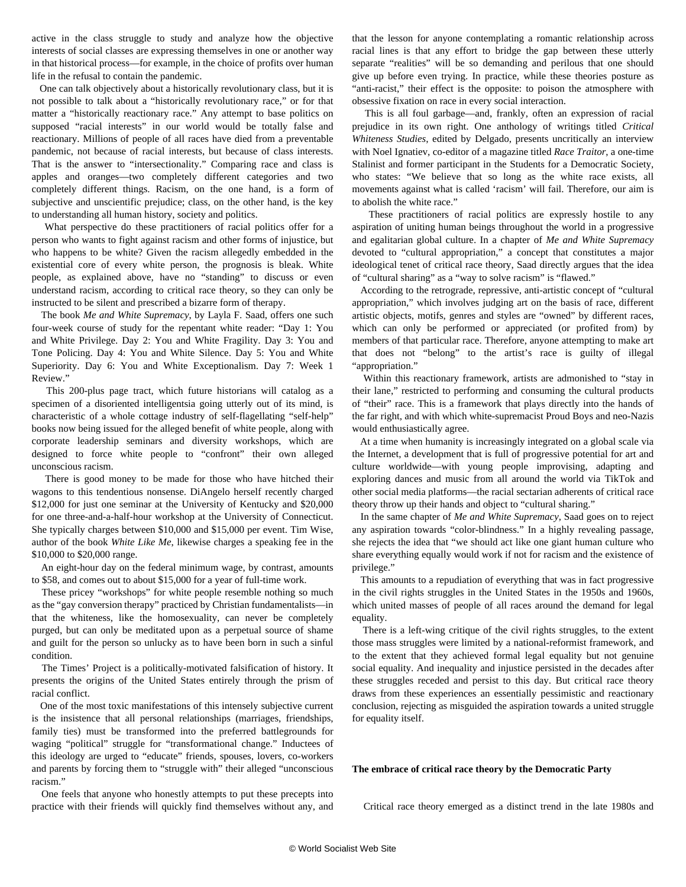active in the class struggle to study and analyze how the objective interests of social classes are expressing themselves in one or another way in that historical process—for example, in the choice of profits over human life in the refusal to contain the pandemic.

One can talk objectively about a historically revolutionary class, but it is not possible to talk about a "historically revolutionary race," or for that matter a "historically reactionary race." Any attempt to base politics on supposed "racial interests" in our world would be totally false and reactionary. Millions of people of all races have died from a preventable pandemic, not because of racial interests, but because of class interests. That is the answer to "intersectionality." Comparing race and class is apples and oranges—two completely different categories and two completely different things. Racism, on the one hand, is a form of subjective and unscientific prejudice; class, on the other hand, is the key to understanding all human history, society and politics.

What perspective do these practitioners of racial politics offer for a person who wants to fight against racism and other forms of injustice, but who happens to be white? Given the racism allegedly embedded in the existential core of every white person, the prognosis is bleak. White people, as explained above, have no "standing" to discuss or even understand racism, according to critical race theory, so they can only be instructed to be silent and prescribed a bizarre form of therapy.

The book *Me and White Supremacy*, by Layla F. Saad, offers one such four-week course of study for the repentant white reader: "Day 1: You and White Privilege. Day 2: You and White Fragility. Day 3: You and Tone Policing. Day 4: You and White Silence. Day 5: You and White Superiority. Day 6: You and White Exceptionalism. Day 7: Week 1 Review."

This 200-plus page tract, which future historians will catalog as a specimen of a disoriented intelligentsia going utterly out of its mind, is characteristic of a whole cottage industry of self-flagellating "self-help" books now being issued for the alleged benefit of white people, along with corporate leadership seminars and diversity workshops, which are designed to force white people to "confront" their own alleged unconscious racism.

There is good money to be made for those who have hitched their wagons to this tendentious nonsense. DiAngelo herself recently charged $12,000 for just one seminar at the University of Kentucky and $20,000 for one three-and-a-half-hour workshop at the University of Connecticut. She typically charges between $10,000 and $15,000 per event. Tim Wise, author of the book *White Like Me*, likewise charges a speaking fee in the $10,000 to $20,000 range.

An eight-hour day on the federal minimum wage, by contrast, amounts to $58, and comes out to about $15,000 for a year of full-time work.

These pricey "workshops" for white people resemble nothing so much as the "gay conversion therapy" practiced by Christian fundamentalists—in that the whiteness, like the homosexuality, can never be completely purged, but can only be meditated upon as a perpetual source of shame and guilt for the person so unlucky as to have been born in such a sinful condition.

The Times' Project is a politically-motivated falsification of history. It presents the origins of the United States entirely through the prism of racial conflict.

One of the most toxic manifestations of this intensely subjective current is the insistence that all personal relationships (marriages, friendships, family ties) must be transformed into the preferred battlegrounds for waging "political" struggle for "transformational change." Inductees of this ideology are urged to "educate" friends, spouses, lovers, co-workers and parents by forcing them to "struggle with" their alleged "unconscious racism."

One feels that anyone who honestly attempts to put these precepts into practice with their friends will quickly find themselves without any, and that the lesson for anyone contemplating a romantic relationship across racial lines is that any effort to bridge the gap between these utterly separate "realities" will be so demanding and perilous that one should give up before even trying. In practice, while these theories posture as "anti-racist," their effect is the opposite: to poison the atmosphere with obsessive fixation on race in every social interaction.

This is all foul garbage—and, frankly, often an expression of racial prejudice in its own right. One anthology of writings titled *Critical Whiteness Studies*, edited by Delgado, presents uncritically an interview with Noel Ignatiev, co-editor of a magazine titled *Race Traitor*, a one-time Stalinist and former participant in the Students for a Democratic Society, who states: "We believe that so long as the white race exists, all movements against what is called 'racism' will fail. Therefore, our aim is to abolish the white race."

These practitioners of racial politics are expressly hostile to any aspiration of uniting human beings throughout the world in a progressive and egalitarian global culture. In a chapter of *Me and White Supremacy* devoted to "cultural appropriation," a concept that constitutes a major ideological tenet of critical race theory, Saad directly argues that the idea of "cultural sharing" as a "way to solve racism" is "flawed."

According to the retrograde, repressive, anti-artistic concept of "cultural appropriation," which involves judging art on the basis of race, different artistic objects, motifs, genres and styles are "owned" by different races, which can only be performed or appreciated (or profited from) by members of that particular race. Therefore, anyone attempting to make art that does not "belong" to the artist's race is guilty of illegal "appropriation."

Within this reactionary framework, artists are admonished to "stay in their lane," restricted to performing and consuming the cultural products of "their" race. This is a framework that plays directly into the hands of the far right, and with which white-supremacist Proud Boys and neo-Nazis would enthusiastically agree.

At a time when humanity is increasingly integrated on a global scale via the Internet, a development that is full of progressive potential for art and culture worldwide—with young people improvising, adapting and exploring dances and music from all around the world via TikTok and other social media platforms—the racial sectarian adherents of critical race theory throw up their hands and object to "cultural sharing."

In the same chapter of *Me and White Supremacy*, Saad goes on to reject any aspiration towards "color-blindness." In a highly revealing passage, she rejects the idea that "we should act like one giant human culture who share everything equally would work if not for racism and the existence of privilege."

This amounts to a repudiation of everything that was in fact progressive in the civil rights struggles in the United States in the 1950s and 1960s, which united masses of people of all races around the demand for legal equality.

There is a left-wing critique of the civil rights struggles, to the extent those mass struggles were limited by a national-reformist framework, and to the extent that they achieved formal legal equality but not genuine social equality. And inequality and injustice persisted in the decades after these struggles receded and persist to this day. But critical race theory draws from these experiences an essentially pessimistic and reactionary conclusion, rejecting as misguided the aspiration towards a united struggle for equality itself.

**The embrace of critical race theory by the Democratic Party**

Critical race theory emerged as a distinct trend in the late 1980s and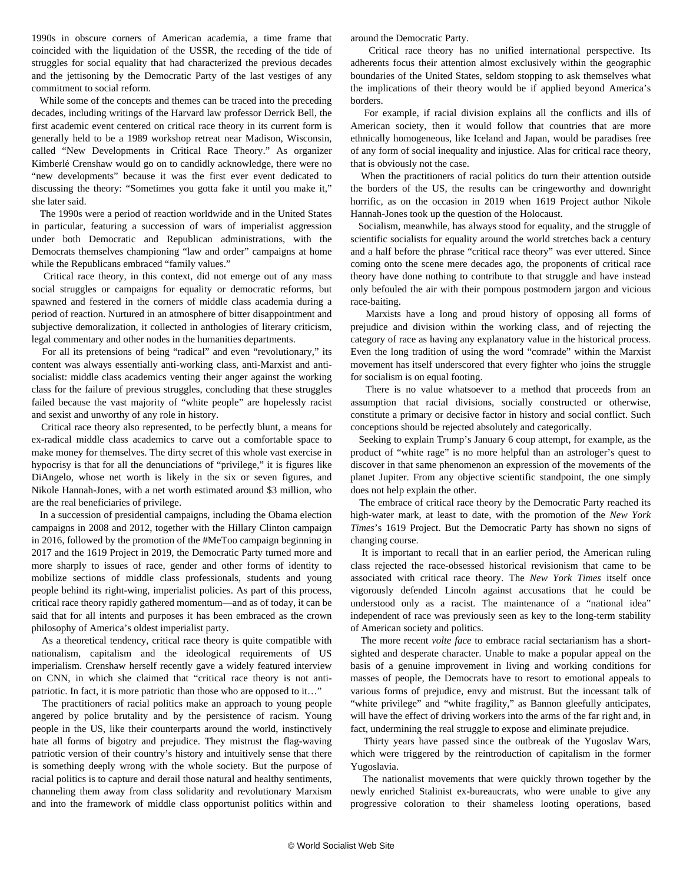1990s in obscure corners of American academia, a time frame that coincided with the liquidation of the USSR, the receding of the tide of struggles for social equality that had characterized the previous decades and the jettisoning by the Democratic Party of the last vestiges of any commitment to social reform.

While some of the concepts and themes can be traced into the preceding decades, including writings of the Harvard law professor Derrick Bell, the first academic event centered on critical race theory in its current form is generally held to be a 1989 workshop retreat near Madison, Wisconsin, called "New Developments in Critical Race Theory." As organizer Kimberlé Crenshaw would go on to candidly acknowledge, there were no "new developments" because it was the first ever event dedicated to discussing the theory: "Sometimes you gotta fake it until you make it," she later said.

The 1990s were a period of reaction worldwide and in the United States in particular, featuring a succession of wars of imperialist aggression under both Democratic and Republican administrations, with the Democrats themselves championing "law and order" campaigns at home while the Republicans embraced "family values."

Critical race theory, in this context, did not emerge out of any mass social struggles or campaigns for equality or democratic reforms, but spawned and festered in the corners of middle class academia during a period of reaction. Nurtured in an atmosphere of bitter disappointment and subjective demoralization, it collected in anthologies of literary criticism, legal commentary and other nodes in the humanities departments.

For all its pretensions of being "radical" and even "revolutionary," its content was always essentially anti-working class, anti-Marxist and anti-socialist: middle class academics venting their anger against the working class for the failure of previous struggles, concluding that these struggles failed because the vast majority of "white people" are hopelessly racist and sexist and unworthy of any role in history.

Critical race theory also represented, to be perfectly blunt, a means for ex-radical middle class academics to carve out a comfortable space to make money for themselves. The dirty secret of this whole vast exercise in hypocrisy is that for all the denunciations of "privilege," it is figures like DiAngelo, whose net worth is likely in the six or seven figures, and Nikole Hannah-Jones, with a net worth estimated around $3 million, who are the real beneficiaries of privilege.

In a succession of presidential campaigns, including the Obama election campaigns in 2008 and 2012, together with the Hillary Clinton campaign in 2016, followed by the promotion of the #MeToo campaign beginning in 2017 and the 1619 Project in 2019, the Democratic Party turned more and more sharply to issues of race, gender and other forms of identity to mobilize sections of middle class professionals, students and young people behind its right-wing, imperialist policies. As part of this process, critical race theory rapidly gathered momentum—and as of today, it can be said that for all intents and purposes it has been embraced as the crown philosophy of America's oldest imperialist party.

As a theoretical tendency, critical race theory is quite compatible with nationalism, capitalism and the ideological requirements of US imperialism. Crenshaw herself recently gave a widely featured interview on CNN, in which she claimed that "critical race theory is not anti-patriotic. In fact, it is more patriotic than those who are opposed to it…"

The practitioners of racial politics make an approach to young people angered by police brutality and by the persistence of racism. Young people in the US, like their counterparts around the world, instinctively hate all forms of bigotry and prejudice. They mistrust the flag-waving patriotic version of their country's history and intuitively sense that there is something deeply wrong with the whole society. But the purpose of racial politics is to capture and derail those natural and healthy sentiments, channeling them away from class solidarity and revolutionary Marxism and into the framework of middle class opportunist politics within and around the Democratic Party.

Critical race theory has no unified international perspective. Its adherents focus their attention almost exclusively within the geographic boundaries of the United States, seldom stopping to ask themselves what the implications of their theory would be if applied beyond America's borders.

For example, if racial division explains all the conflicts and ills of American society, then it would follow that countries that are more ethnically homogeneous, like Iceland and Japan, would be paradises free of any form of social inequality and injustice. Alas for critical race theory, that is obviously not the case.

When the practitioners of racial politics do turn their attention outside the borders of the US, the results can be cringeworthy and downright horrific, as on the occasion in 2019 when 1619 Project author Nikole Hannah-Jones took up the question of the Holocaust.

Socialism, meanwhile, has always stood for equality, and the struggle of scientific socialists for equality around the world stretches back a century and a half before the phrase "critical race theory" was ever uttered. Since coming onto the scene mere decades ago, the proponents of critical race theory have done nothing to contribute to that struggle and have instead only befouled the air with their pompous postmodern jargon and vicious race-baiting.

Marxists have a long and proud history of opposing all forms of prejudice and division within the working class, and of rejecting the category of race as having any explanatory value in the historical process. Even the long tradition of using the word "comrade" within the Marxist movement has itself underscored that every fighter who joins the struggle for socialism is on equal footing.

There is no value whatsoever to a method that proceeds from an assumption that racial divisions, socially constructed or otherwise, constitute a primary or decisive factor in history and social conflict. Such conceptions should be rejected absolutely and categorically.

Seeking to explain Trump's January 6 coup attempt, for example, as the product of "white rage" is no more helpful than an astrologer's quest to discover in that same phenomenon an expression of the movements of the planet Jupiter. From any objective scientific standpoint, the one simply does not help explain the other.

The embrace of critical race theory by the Democratic Party reached its high-water mark, at least to date, with the promotion of the *New York Times*'s 1619 Project. But the Democratic Party has shown no signs of changing course.

It is important to recall that in an earlier period, the American ruling class rejected the race-obsessed historical revisionism that came to be associated with critical race theory. The *New York Times* itself once vigorously defended Lincoln against accusations that he could be understood only as a racist. The maintenance of a "national idea" independent of race was previously seen as key to the long-term stability of American society and politics.

The more recent *volte face* to embrace racial sectarianism has a short-sighted and desperate character. Unable to make a popular appeal on the basis of a genuine improvement in living and working conditions for masses of people, the Democrats have to resort to emotional appeals to various forms of prejudice, envy and mistrust. But the incessant talk of "white privilege" and "white fragility," as Bannon gleefully anticipates, will have the effect of driving workers into the arms of the far right and, in fact, undermining the real struggle to expose and eliminate prejudice.

Thirty years have passed since the outbreak of the Yugoslav Wars, which were triggered by the reintroduction of capitalism in the former Yugoslavia.

The nationalist movements that were quickly thrown together by the newly enriched Stalinist ex-bureaucrats, who were unable to give any progressive coloration to their shameless looting operations, based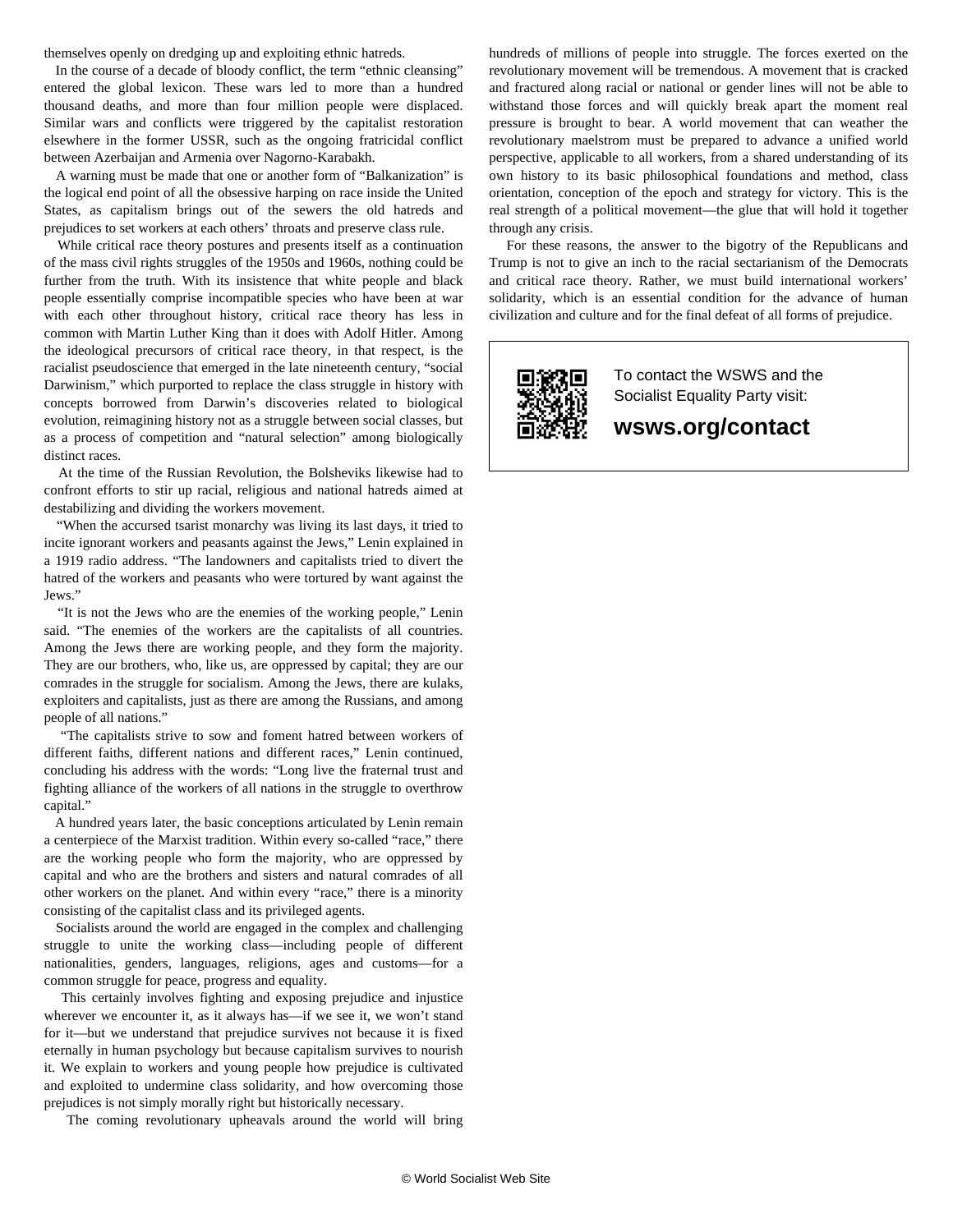themselves openly on dredging up and exploiting ethnic hatreds.

In the course of a decade of bloody conflict, the term "ethnic cleansing" entered the global lexicon. These wars led to more than a hundred thousand deaths, and more than four million people were displaced. Similar wars and conflicts were triggered by the capitalist restoration elsewhere in the former USSR, such as the ongoing fratricidal conflict between Azerbaijan and Armenia over Nagorno-Karabakh.

A warning must be made that one or another form of "Balkanization" is the logical end point of all the obsessive harping on race inside the United States, as capitalism brings out of the sewers the old hatreds and prejudices to set workers at each others' throats and preserve class rule.

While critical race theory postures and presents itself as a continuation of the mass civil rights struggles of the 1950s and 1960s, nothing could be further from the truth. With its insistence that white people and black people essentially comprise incompatible species who have been at war with each other throughout history, critical race theory has less in common with Martin Luther King than it does with Adolf Hitler. Among the ideological precursors of critical race theory, in that respect, is the racialist pseudoscience that emerged in the late nineteenth century, "social Darwinism," which purported to replace the class struggle in history with concepts borrowed from Darwin's discoveries related to biological evolution, reimagining history not as a struggle between social classes, but as a process of competition and "natural selection" among biologically distinct races.

At the time of the Russian Revolution, the Bolsheviks likewise had to confront efforts to stir up racial, religious and national hatreds aimed at destabilizing and dividing the workers movement.

"When the accursed tsarist monarchy was living its last days, it tried to incite ignorant workers and peasants against the Jews," Lenin explained in a 1919 radio address. "The landowners and capitalists tried to divert the hatred of the workers and peasants who were tortured by want against the Jews."

"It is not the Jews who are the enemies of the working people," Lenin said. "The enemies of the workers are the capitalists of all countries. Among the Jews there are working people, and they form the majority. They are our brothers, who, like us, are oppressed by capital; they are our comrades in the struggle for socialism. Among the Jews, there are kulaks, exploiters and capitalists, just as there are among the Russians, and among people of all nations."

"The capitalists strive to sow and foment hatred between workers of different faiths, different nations and different races," Lenin continued, concluding his address with the words: "Long live the fraternal trust and fighting alliance of the workers of all nations in the struggle to overthrow capital."

A hundred years later, the basic conceptions articulated by Lenin remain a centerpiece of the Marxist tradition. Within every so-called "race," there are the working people who form the majority, who are oppressed by capital and who are the brothers and sisters and natural comrades of all other workers on the planet. And within every "race," there is a minority consisting of the capitalist class and its privileged agents.

Socialists around the world are engaged in the complex and challenging struggle to unite the working class—including people of different nationalities, genders, languages, religions, ages and customs—for a common struggle for peace, progress and equality.

This certainly involves fighting and exposing prejudice and injustice wherever we encounter it, as it always has—if we see it, we won't stand for it—but we understand that prejudice survives not because it is fixed eternally in human psychology but because capitalism survives to nourish it. We explain to workers and young people how prejudice is cultivated and exploited to undermine class solidarity, and how overcoming those prejudices is not simply morally right but historically necessary.

The coming revolutionary upheavals around the world will bring hundreds of millions of people into struggle. The forces exerted on the revolutionary movement will be tremendous. A movement that is cracked and fractured along racial or national or gender lines will not be able to withstand those forces and will quickly break apart the moment real pressure is brought to bear. A world movement that can weather the revolutionary maelstrom must be prepared to advance a unified world perspective, applicable to all workers, from a shared understanding of its own history to its basic philosophical foundations and method, class orientation, conception of the epoch and strategy for victory. This is the real strength of a political movement—the glue that will hold it together through any crisis.

For these reasons, the answer to the bigotry of the Republicans and Trump is not to give an inch to the racial sectarianism of the Democrats and critical race theory. Rather, we must build international workers' solidarity, which is an essential condition for the advance of human civilization and culture and for the final defeat of all forms of prejudice.

To contact the WSWS and the Socialist Equality Party visit:

**wsws.org/contact**